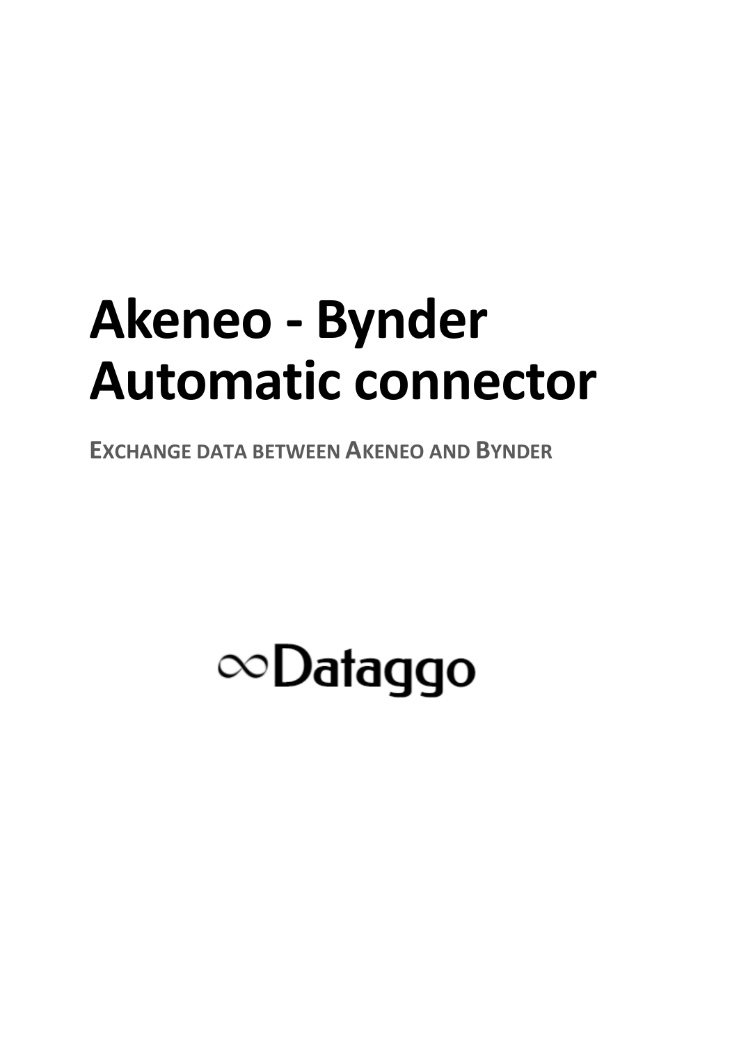# Akeneo - Bynder Automatic connector

**EXCHANGE DATA BETWEEN AKENEO AND BYNDER**

∞Dataggo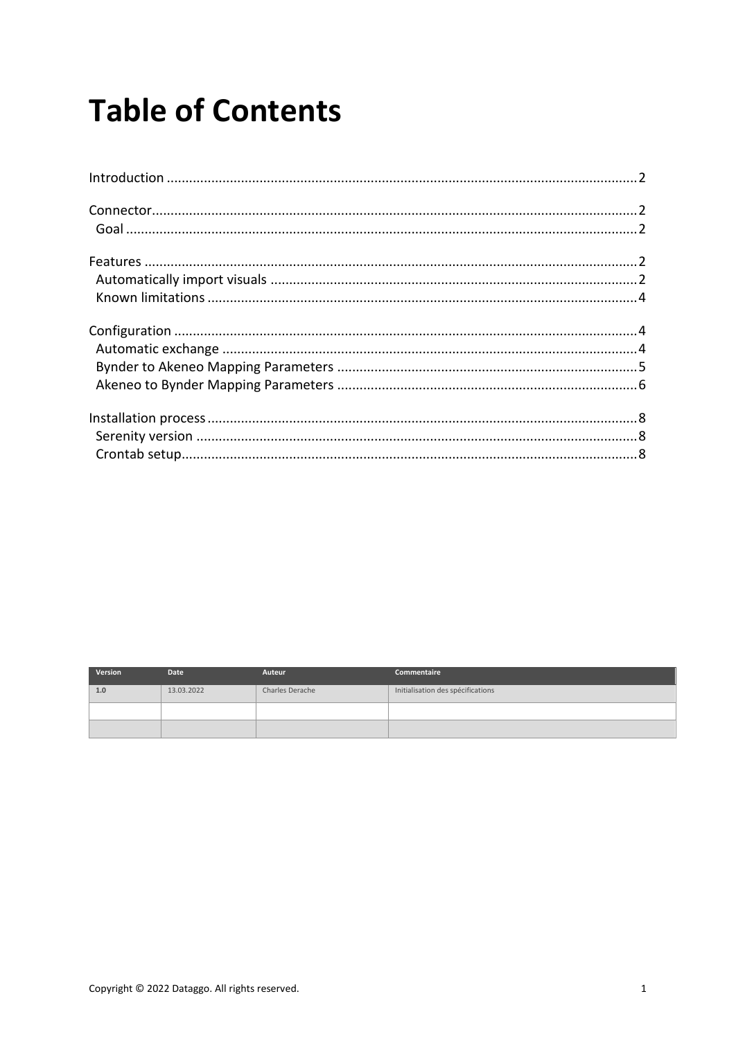# Table of Contents

Introduction ........................................................................................................................ 2

Connector............................................................................................................................ 2
  Goal ................................................................................................................................... 2

Features .............................................................................................................................. 2
  Automatically import visuals ............................................................................................. 2
  Known limitations .............................................................................................................. 4

Configuration ...................................................................................................................... 4
  Automatic exchange .......................................................................................................... 4
  Bynder to Akeneo Mapping Parameters ............................................................................ 5
  Akeneo to Bynder Mapping Parameters ............................................................................ 6

Installation process ............................................................................................................. 8
  Serenity version ................................................................................................................. 8
  Crontab setup..................................................................................................................... 8

| Version | Date | Auteur | Commentaire |
|---|---|---|---|
| 1.0 | 13.03.2022 | Charles Derache | Initialisation des spécifications |
| | | | |
| | | | |

Copyright © 2022 Dataggo. All rights reserved.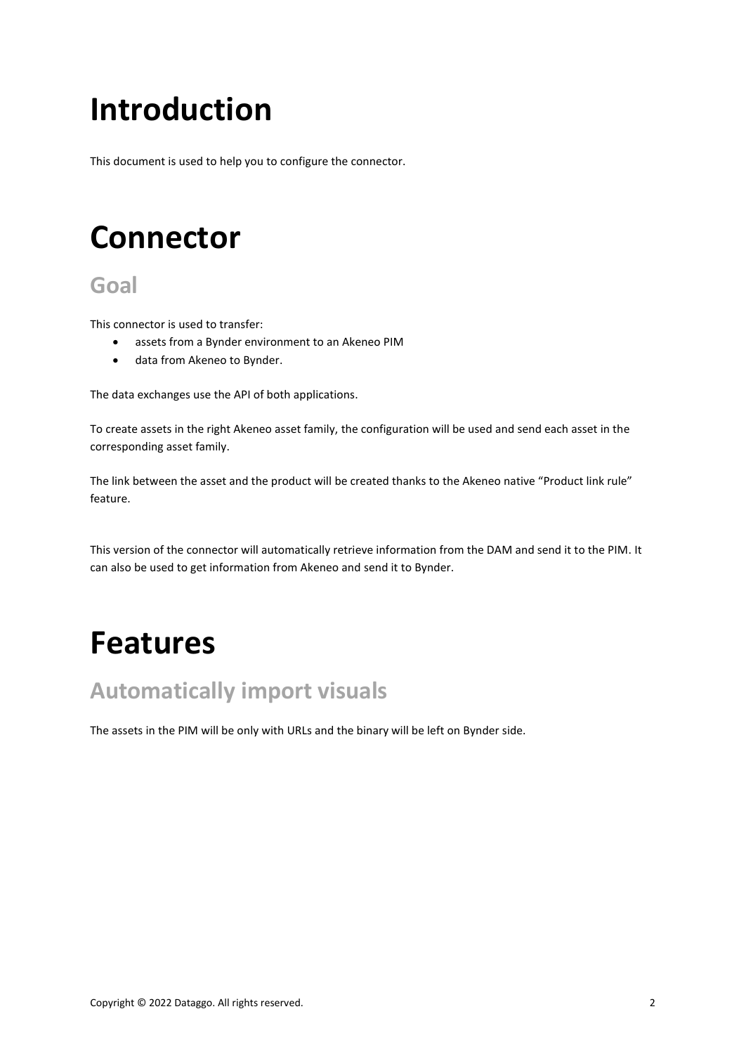# Introduction

This document is used to help you to configure the connector.

# Connector

## Goal

This connector is used to transfer:

- assets from a Bynder environment to an Akeneo PIM
- data from Akeneo to Bynder.

The data exchanges use the API of both applications.

To create assets in the right Akeneo asset family, the configuration will be used and send each asset in the corresponding asset family.

The link between the asset and the product will be created thanks to the Akeneo native "Product link rule" feature.

This version of the connector will automatically retrieve information from the DAM and send it to the PIM. It can also be used to get information from Akeneo and send it to Bynder.

# Features

## Automatically import visuals

The assets in the PIM will be only with URLs and the binary will be left on Bynder side.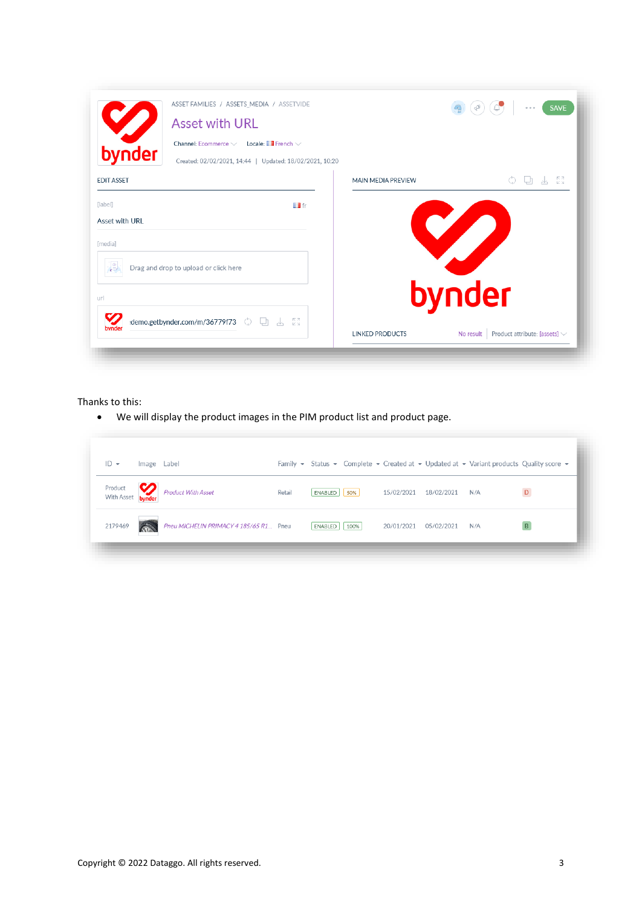Thanks to this:

- We will display the product images in the PIM product list and product page.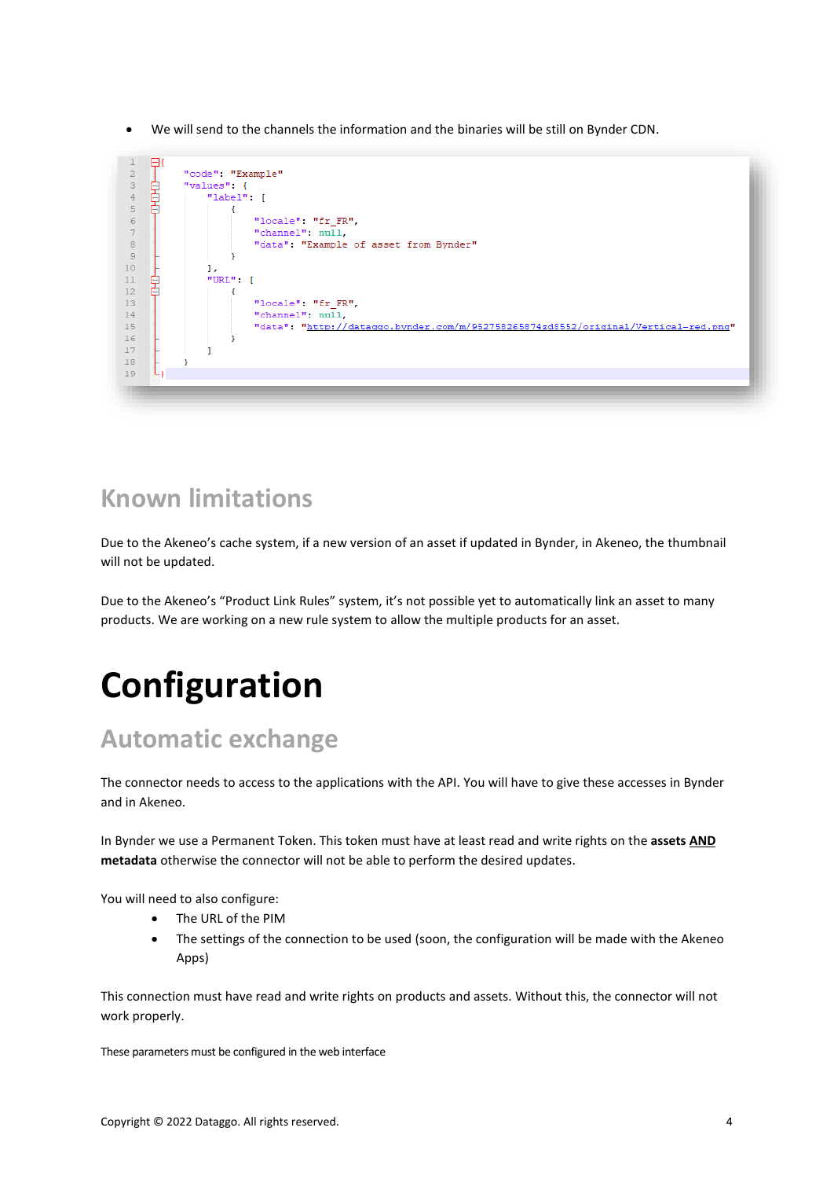- We will send to the channels the information and the binaries will be still on Bynder CDN.

```
{
    "code": "Example"
    "values": {
        "label": [
            {
                "locale": "fr_FR",
                "channel": null,
                "data": "Example of asset from Bynder"
            }
        ],
        "URL": [
            {
                "locale": "fr_FR",
                "channel": null,
                "data": "http://dataggo.bynder.com/m/952758265874zd8552/original/Vertical-red.png"
            }
        ]
    }
}
```

## Known limitations

Due to the Akeneo's cache system, if a new version of an asset if updated in Bynder, in Akeneo, the thumbnail will not be updated.

Due to the Akeneo's "Product Link Rules" system, it's not possible yet to automatically link an asset to many products. We are working on a new rule system to allow the multiple products for an asset.

# Configuration

## Automatic exchange

The connector needs to access to the applications with the API. You will have to give these accesses in Bynder and in Akeneo.

In Bynder we use a Permanent Token. This token must have at least read and write rights on the **assets <u>AND</u> metadata** otherwise the connector will not be able to perform the desired updates.

You will need to also configure:

- The URL of the PIM
- The settings of the connection to be used (soon, the configuration will be made with the Akeneo Apps)

This connection must have read and write rights on products and assets. Without this, the connector will not work properly.

These parameters must be configured in the web interface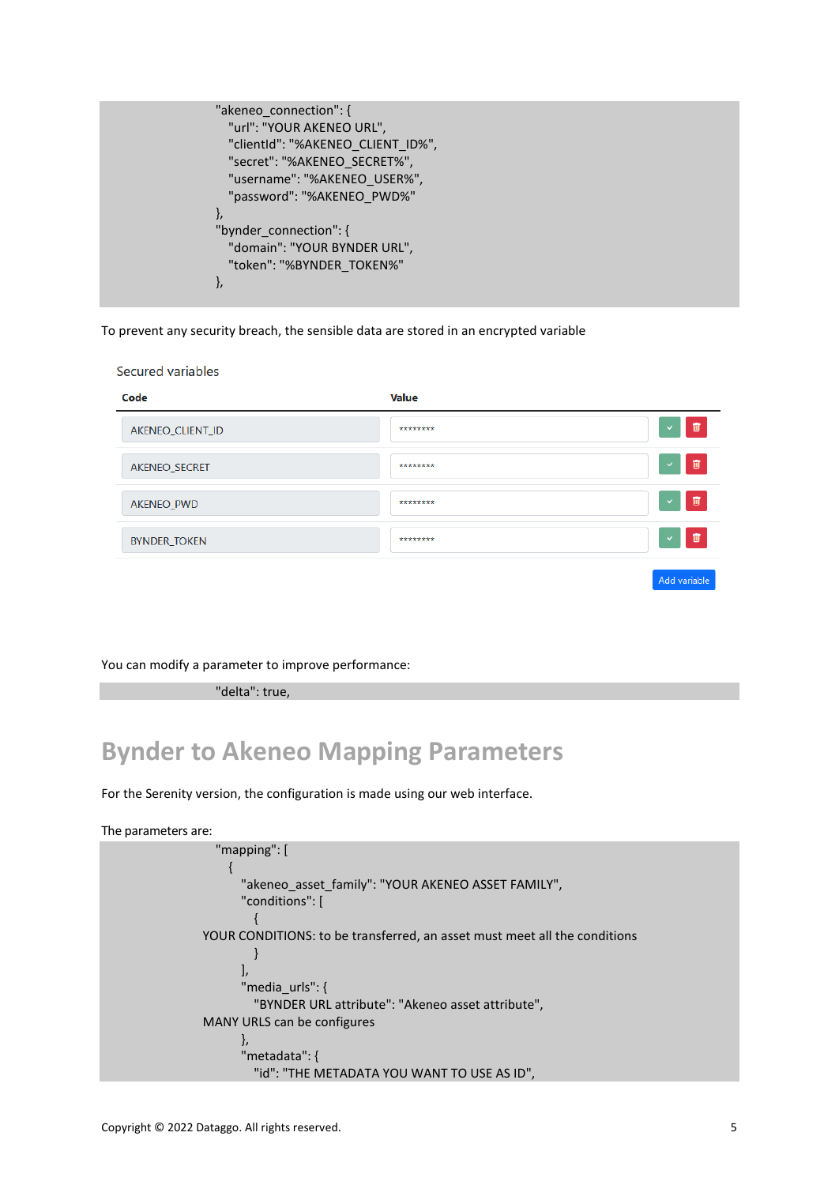```
"akeneo_connection": {
   "url": "YOUR AKENEO URL",
   "clientId": "%AKENEO_CLIENT_ID%",
   "secret": "%AKENEO_SECRET%",
   "username": "%AKENEO_USER%",
   "password": "%AKENEO_PWD%"
},
"bynder_connection": {
   "domain": "YOUR BYNDER URL",
   "token": "%BYNDER_TOKEN%"
},
```

To prevent any security breach, the sensible data are stored in an encrypted variable

Secured variables

| Code | Value |
|---|---|
| AKENEO_CLIENT_ID | ******** |
| AKENEO_SECRET | ******** |
| AKENEO_PWD | ******** |
| BYNDER_TOKEN | ******** |

Add variable

You can modify a parameter to improve performance:

```
"delta": true,
```

# Bynder to Akeneo Mapping Parameters

For the Serenity version, the configuration is made using our web interface.

The parameters are:

```
"mapping": [
   {
      "akeneo_asset_family": "YOUR AKENEO ASSET FAMILY",
      "conditions": [
         {
YOUR CONDITIONS: to be transferred, an asset must meet all the conditions
         }
      ],
      "media_urls": {
         "BYNDER URL attribute": "Akeneo asset attribute",
MANY URLS can be configures
      },
      "metadata": {
         "id": "THE METADATA YOU WANT TO USE AS ID",
```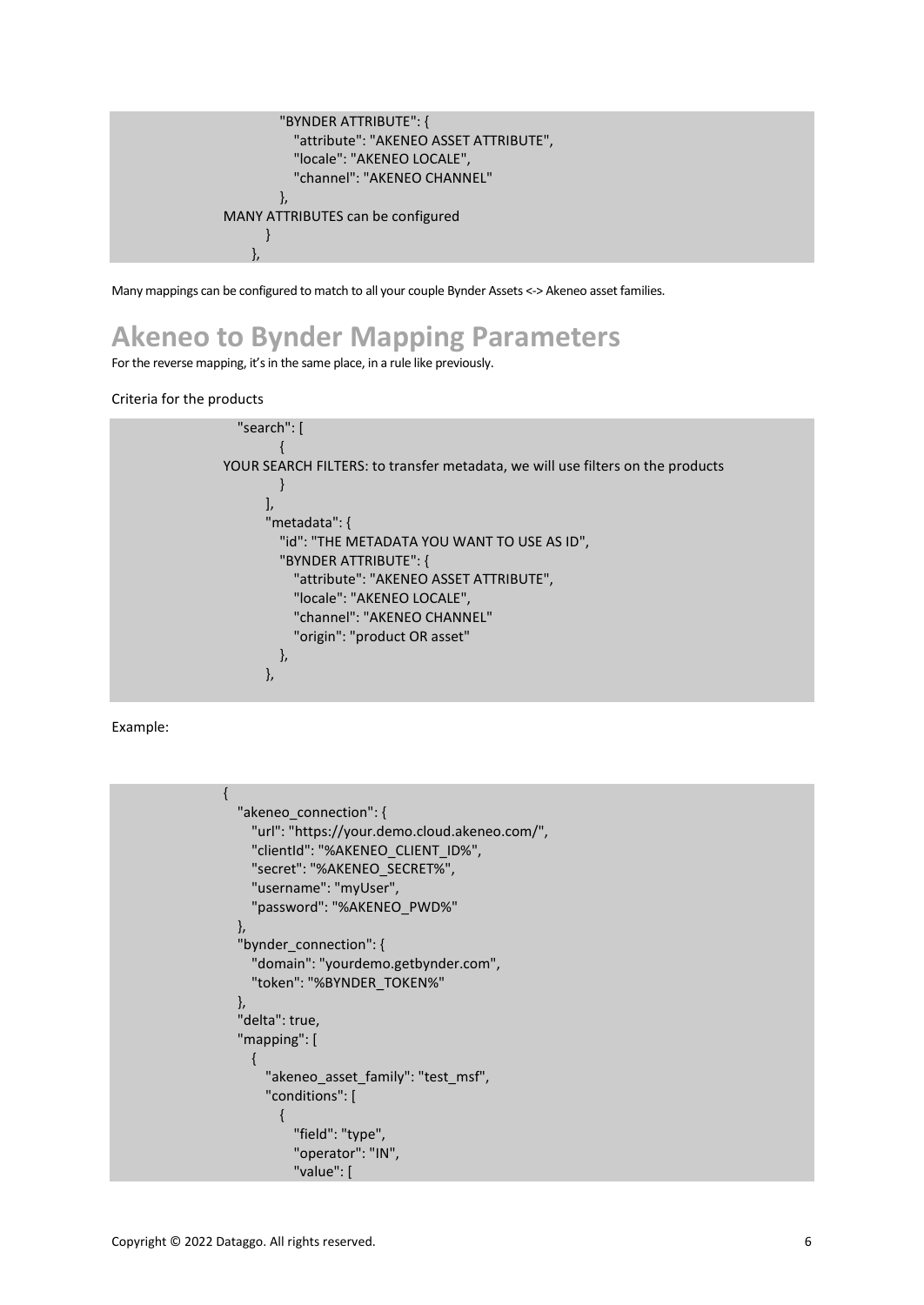```
            "BYNDER ATTRIBUTE": {
               "attribute": "AKENEO ASSET ATTRIBUTE",
               "locale": "AKENEO LOCALE",
               "channel": "AKENEO CHANNEL"
            },
MANY ATTRIBUTES can be configured
          }
        },
```

Many mappings can be configured to match to all your couple Bynder Assets <-> Akeneo asset families.

# Akeneo to Bynder Mapping Parameters

For the reverse mapping, it's in the same place, in a rule like previously.

Criteria for the products

```
   "search": [
          {
YOUR SEARCH FILTERS: to transfer metadata, we will use filters on the products
          }
        ],
        "metadata": {
           "id": "THE METADATA YOU WANT TO USE AS ID",
           "BYNDER ATTRIBUTE": {
              "attribute": "AKENEO ASSET ATTRIBUTE",
              "locale": "AKENEO LOCALE",
              "channel": "AKENEO CHANNEL"
              "origin": "product OR asset"
           },
        },
```

Example:

```
{
   "akeneo_connection": {
      "url": "https://your.demo.cloud.akeneo.com/",
      "clientId": "%AKENEO_CLIENT_ID%",
      "secret": "%AKENEO_SECRET%",
      "username": "myUser",
      "password": "%AKENEO_PWD%"
   },
   "bynder_connection": {
      "domain": "yourdemo.getbynder.com",
      "token": "%BYNDER_TOKEN%"
   },
   "delta": true,
   "mapping": [
      {
         "akeneo_asset_family": "test_msf",
         "conditions": [
            {
               "field": "type",
               "operator": "IN",
               "value": [
```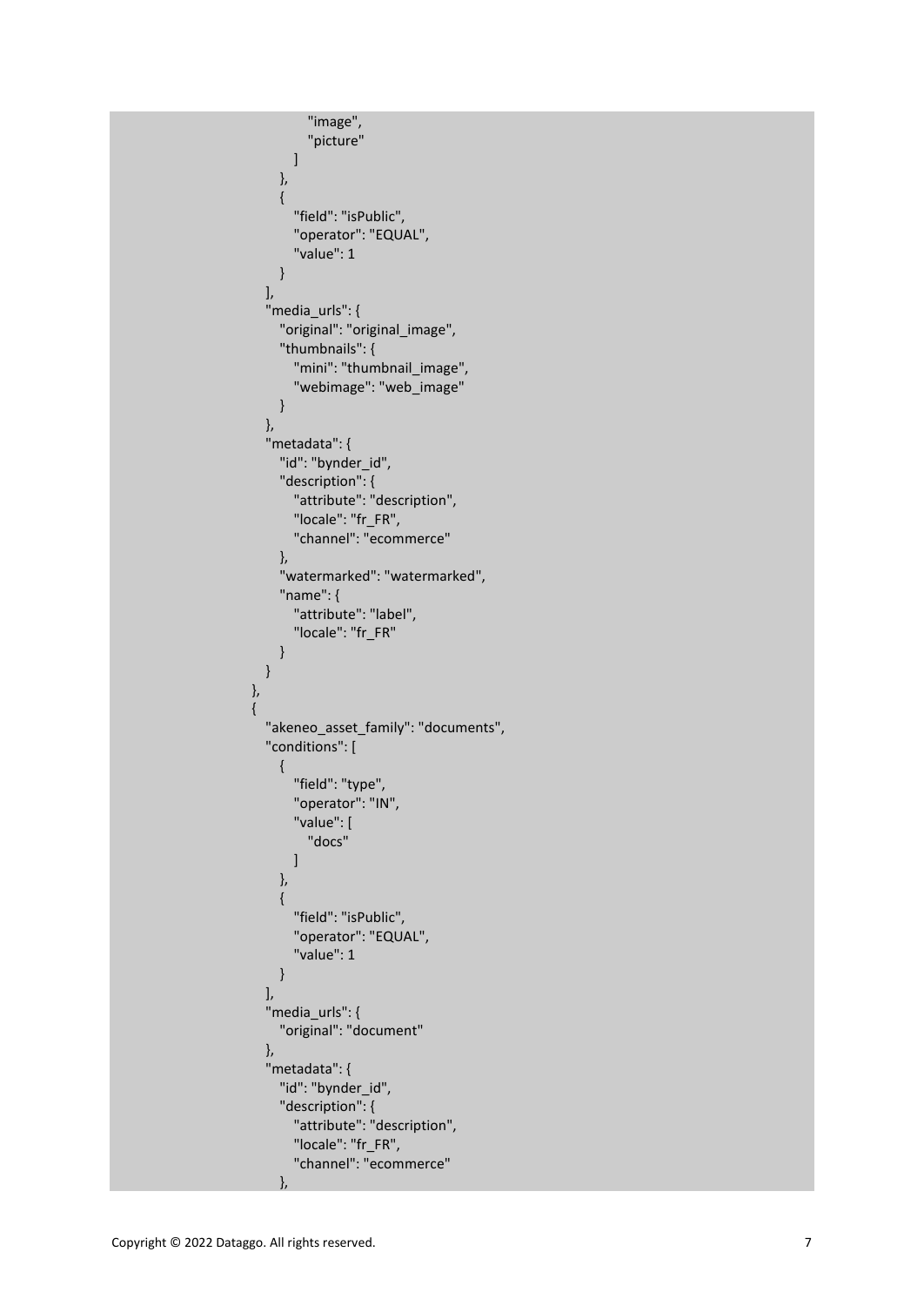```
                "image",
                "picture"
            ]
        },
        {
            "field": "isPublic",
            "operator": "EQUAL",
            "value": 1
        }
    ],
    "media_urls": {
        "original": "original_image",
        "thumbnails": {
            "mini": "thumbnail_image",
            "webimage": "web_image"
        }
    },
    "metadata": {
        "id": "bynder_id",
        "description": {
            "attribute": "description",
            "locale": "fr_FR",
            "channel": "ecommerce"
        },
        "watermarked": "watermarked",
        "name": {
            "attribute": "label",
            "locale": "fr_FR"
        }
    }
},
{
    "akeneo_asset_family": "documents",
    "conditions": [
        {
            "field": "type",
            "operator": "IN",
            "value": [
                "docs"
            ]
        },
        {
            "field": "isPublic",
            "operator": "EQUAL",
            "value": 1
        }
    ],
    "media_urls": {
        "original": "document"
    },
    "metadata": {
        "id": "bynder_id",
        "description": {
            "attribute": "description",
            "locale": "fr_FR",
            "channel": "ecommerce"
        },
```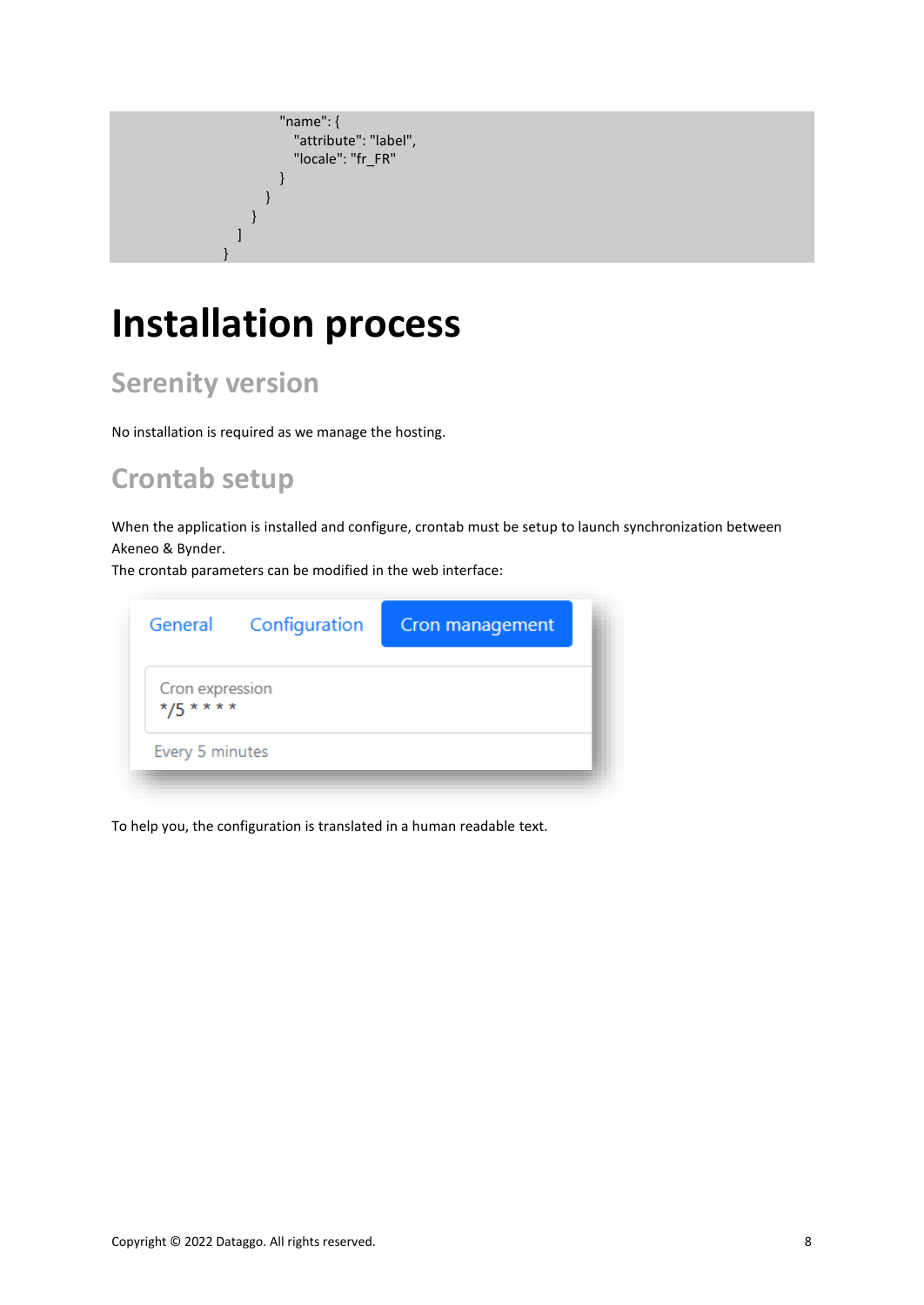```
                        "name": {
                            "attribute": "label",
                            "locale": "fr_FR"
                        }
                    }
                }
            ]
        }
```

# Installation process

## Serenity version

No installation is required as we manage the hosting.

## Crontab setup

When the application is installed and configure, crontab must be setup to launch synchronization between Akeneo & Bynder.
The crontab parameters can be modified in the web interface:

General | Configuration | Cron management

Cron expression
*/5 * * * *

Every 5 minutes

To help you, the configuration is translated in a human readable text.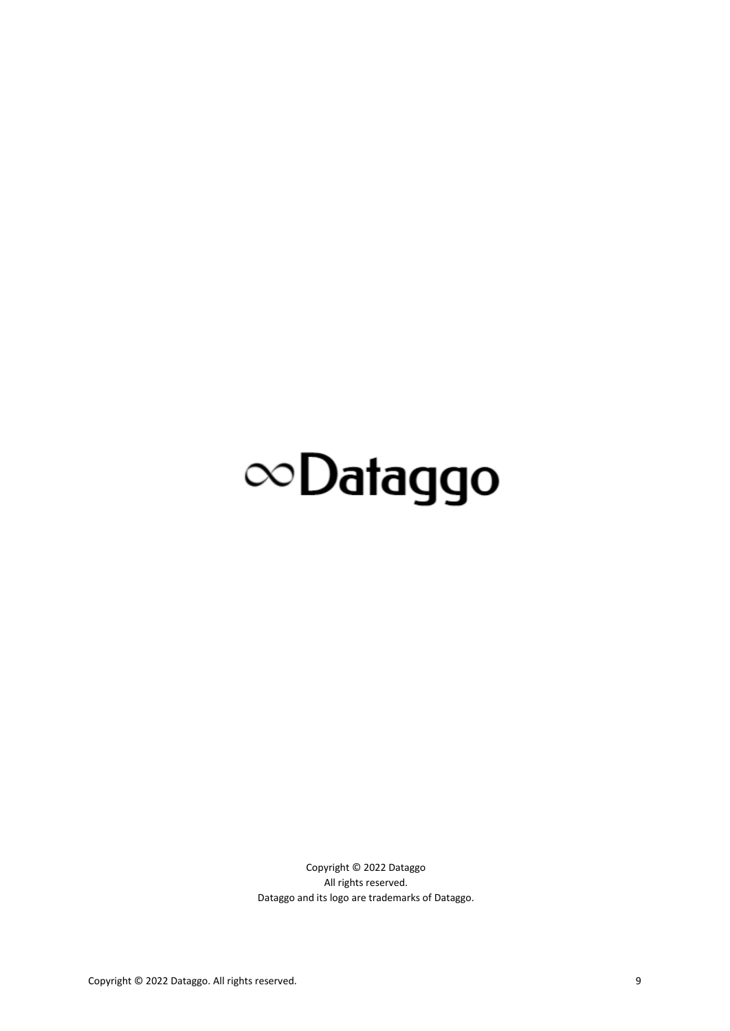∞Dataggo

Copyright © 2022 Dataggo
All rights reserved.
Dataggo and its logo are trademarks of Dataggo.